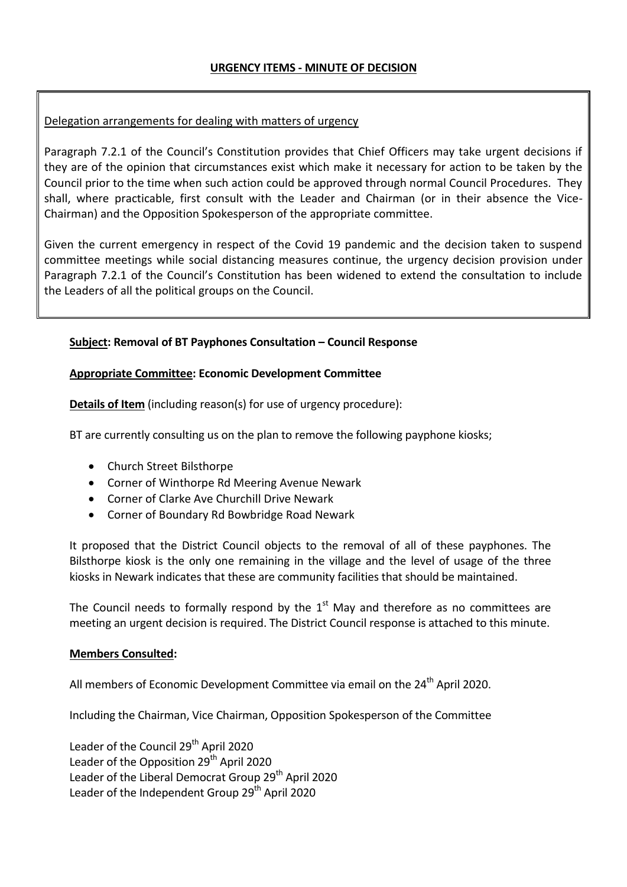## URGENCY ITEMS - MINUTE OF DECISION

Delegation arrangements for dealing with matters of urgency

Paragraph 7.2.1 of the Council's Constitution provides that Chief Officers may take urgent decisions if they are of the opinion that circumstances exist which make it necessary for action to be taken by the Council prior to the time when such action could be approved through normal Council Procedures. They shall, where practicable, first consult with the Leader and Chairman (or in their absence the Vice-Chairman) and the Opposition Spokesperson of the appropriate committee.

Given the current emergency in respect of the Covid 19 pandemic and the decision taken to suspend committee meetings while social distancing measures continue, the urgency decision provision under Paragraph 7.2.1 of the Council's Constitution has been widened to extend the consultation to include the Leaders of all the political groups on the Council.

**Subject: Removal of BT Payphones Consultation – Council Response**

**Appropriate Committee: Economic Development Committee**

**Details of Item** (including reason(s) for use of urgency procedure):

BT are currently consulting us on the plan to remove the following payphone kiosks;

- Church Street Bilsthorpe
- Corner of Winthorpe Rd Meering Avenue Newark
- Corner of Clarke Ave Churchill Drive Newark
- Corner of Boundary Rd Bowbridge Road Newark

It proposed that the District Council objects to the removal of all of these payphones. The Bilsthorpe kiosk is the only one remaining in the village and the level of usage of the three kiosks in Newark indicates that these are community facilities that should be maintained.

The Council needs to formally respond by the 1st May and therefore as no committees are meeting an urgent decision is required. The District Council response is attached to this minute.

**Members Consulted:**

All members of Economic Development Committee via email on the 24th April 2020.

Including the Chairman, Vice Chairman, Opposition Spokesperson of the Committee

Leader of the Council 29th April 2020
Leader of the Opposition 29th April 2020
Leader of the Liberal Democrat Group 29th April 2020
Leader of the Independent Group 29th April 2020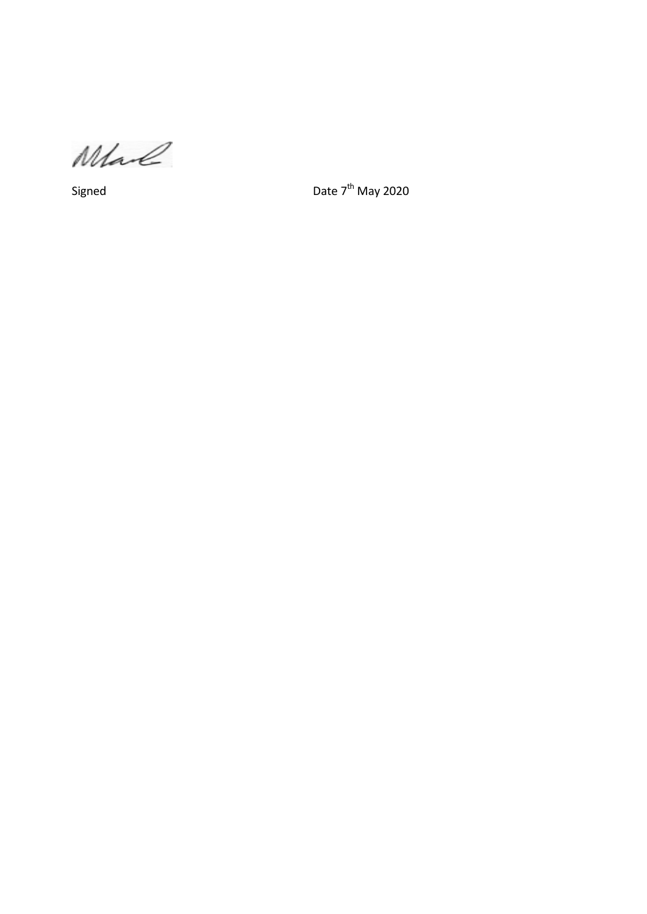Signed Date 7th May 2020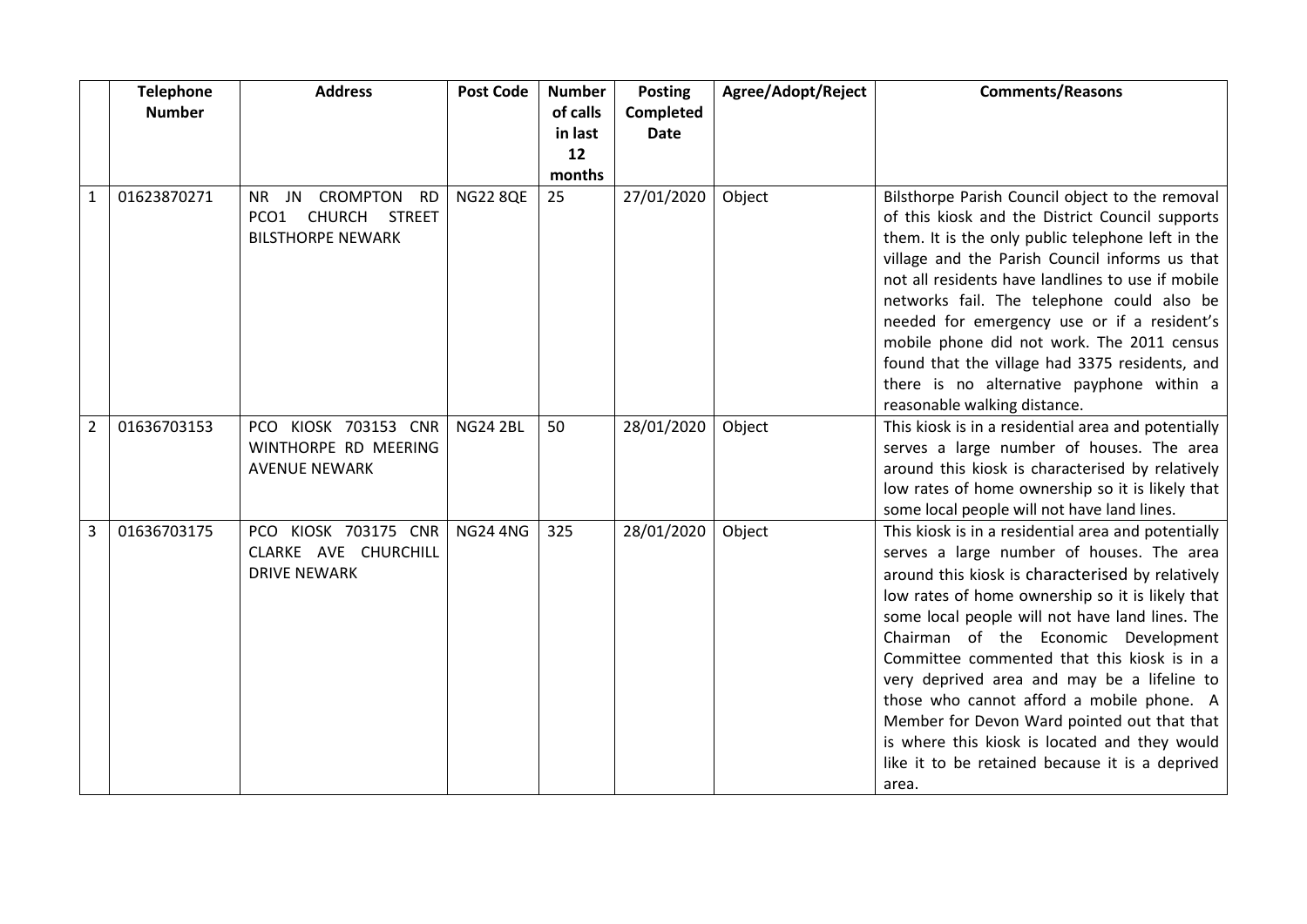| | Telephone Number | Address | Post Code | Number of calls in last 12 months | Posting Completed Date | Agree/Adopt/Reject | Comments/Reasons |
|---|---|---|---|---|---|---|---|
| 1 | 01623870271 | NR JN CROMPTON RD PCO1 CHURCH STREET BILSTHORPE NEWARK | NG22 8QE | 25 | 27/01/2020 | Object | Bilsthorpe Parish Council object to the removal of this kiosk and the District Council supports them. It is the only public telephone left in the village and the Parish Council informs us that not all residents have landlines to use if mobile networks fail. The telephone could also be needed for emergency use or if a resident's mobile phone did not work. The 2011 census found that the village had 3375 residents, and there is no alternative payphone within a reasonable walking distance. |
| 2 | 01636703153 | PCO KIOSK 703153 CNR WINTHORPE RD MEERING AVENUE NEWARK | NG24 2BL | 50 | 28/01/2020 | Object | This kiosk is in a residential area and potentially serves a large number of houses. The area around this kiosk is characterised by relatively low rates of home ownership so it is likely that some local people will not have land lines. |
| 3 | 01636703175 | PCO KIOSK 703175 CNR CLARKE AVE CHURCHILL DRIVE NEWARK | NG24 4NG | 325 | 28/01/2020 | Object | This kiosk is in a residential area and potentially serves a large number of houses. The area around this kiosk is characterised by relatively low rates of home ownership so it is likely that some local people will not have land lines. The Chairman of the Economic Development Committee commented that this kiosk is in a very deprived area and may be a lifeline to those who cannot afford a mobile phone. A Member for Devon Ward pointed out that that is where this kiosk is located and they would like it to be retained because it is a deprived area. |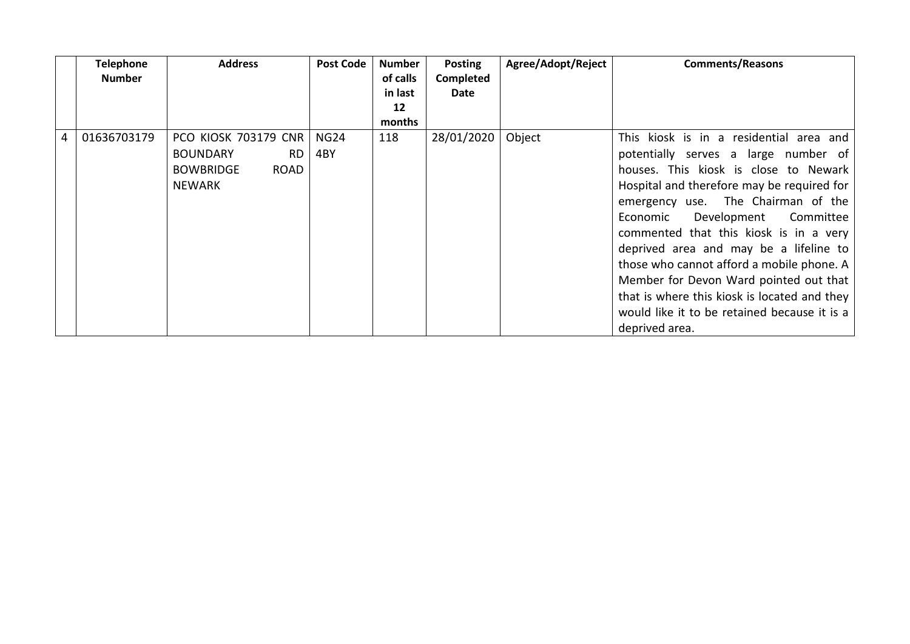| | Telephone Number | Address | Post Code | Number of calls in last 12 months | Posting Completed Date | Agree/Adopt/Reject | Comments/Reasons |
|---|---|---|---|---|---|---|---|
| 4 | 01636703179 | PCO KIOSK 703179 CNR BOUNDARY RD BOWBRIDGE ROAD NEWARK | NG24 4BY | 118 | 28/01/2020 | Object | This kiosk is in a residential area and potentially serves a large number of houses. This kiosk is close to Newark Hospital and therefore may be required for emergency use. The Chairman of the Economic Development Committee commented that this kiosk is in a very deprived area and may be a lifeline to those who cannot afford a mobile phone. A Member for Devon Ward pointed out that that is where this kiosk is located and they would like it to be retained because it is a deprived area. |